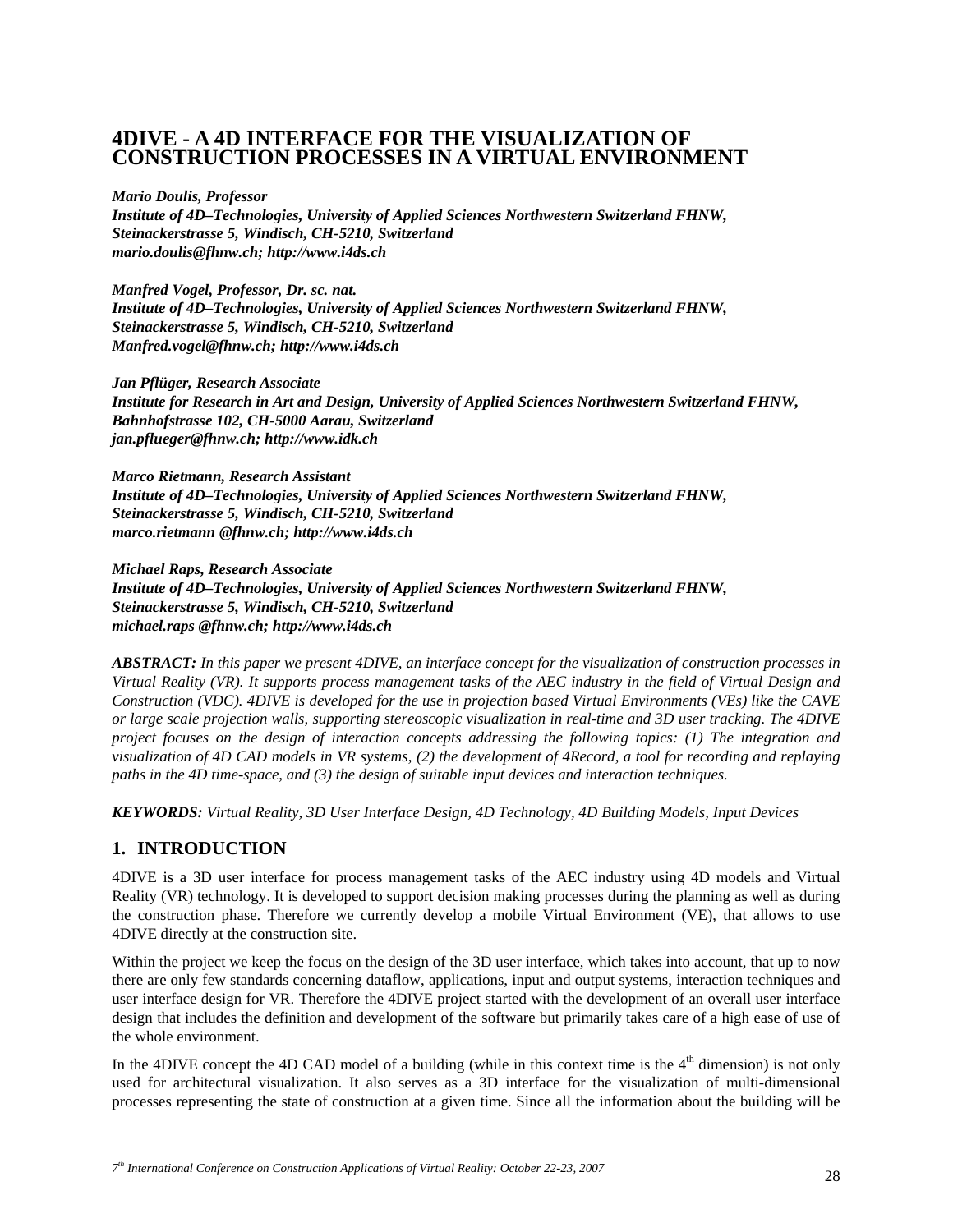# 4DIVE - A 4D INTERFACE FOR THE VISUALIZATION OF CONSTRUCTION PROCESSES IN A VIRTUAL ENVIRONMENT

***Mario Doulis, Professor***
***Institute of 4D–Technologies, University of Applied Sciences Northwestern Switzerland FHNW, Steinackerstrasse 5, Windisch, CH-5210, Switzerland***
***mario.doulis@fhnw.ch; http://www.i4ds.ch***

***Manfred Vogel, Professor, Dr. sc. nat.***
***Institute of 4D–Technologies, University of Applied Sciences Northwestern Switzerland FHNW, Steinackerstrasse 5, Windisch, CH-5210, Switzerland***
***Manfred.vogel@fhnw.ch; http://www.i4ds.ch***

***Jan Pflüger, Research Associate***
***Institute for Research in Art and Design, University of Applied Sciences Northwestern Switzerland FHNW, Bahnhofstrasse 102, CH-5000 Aarau, Switzerland***
***jan.pflueger@fhnw.ch; http://www.idk.ch***

***Marco Rietmann, Research Assistant***
***Institute of 4D–Technologies, University of Applied Sciences Northwestern Switzerland FHNW, Steinackerstrasse 5, Windisch, CH-5210, Switzerland***
***marco.rietmann @fhnw.ch; http://www.i4ds.ch***

***Michael Raps, Research Associate***
***Institute of 4D–Technologies, University of Applied Sciences Northwestern Switzerland FHNW, Steinackerstrasse 5, Windisch, CH-5210, Switzerland***
***michael.raps @fhnw.ch; http://www.i4ds.ch***

***ABSTRACT:*** *In this paper we present 4DIVE, an interface concept for the visualization of construction processes in Virtual Reality (VR). It supports process management tasks of the AEC industry in the field of Virtual Design and Construction (VDC). 4DIVE is developed for the use in projection based Virtual Environments (VEs) like the CAVE or large scale projection walls, supporting stereoscopic visualization in real-time and 3D user tracking. The 4DIVE project focuses on the design of interaction concepts addressing the following topics: (1) The integration and visualization of 4D CAD models in VR systems, (2) the development of 4Record, a tool for recording and replaying paths in the 4D time-space, and (3) the design of suitable input devices and interaction techniques.*

***KEYWORDS:*** *Virtual Reality, 3D User Interface Design, 4D Technology, 4D Building Models, Input Devices*

## 1. INTRODUCTION

4DIVE is a 3D user interface for process management tasks of the AEC industry using 4D models and Virtual Reality (VR) technology. It is developed to support decision making processes during the planning as well as during the construction phase. Therefore we currently develop a mobile Virtual Environment (VE), that allows to use 4DIVE directly at the construction site.

Within the project we keep the focus on the design of the 3D user interface, which takes into account, that up to now there are only few standards concerning dataflow, applications, input and output systems, interaction techniques and user interface design for VR. Therefore the 4DIVE project started with the development of an overall user interface design that includes the definition and development of the software but primarily takes care of a high ease of use of the whole environment.

In the 4DIVE concept the 4D CAD model of a building (while in this context time is the 4th dimension) is not only used for architectural visualization. It also serves as a 3D interface for the visualization of multi-dimensional processes representing the state of construction at a given time. Since all the information about the building will be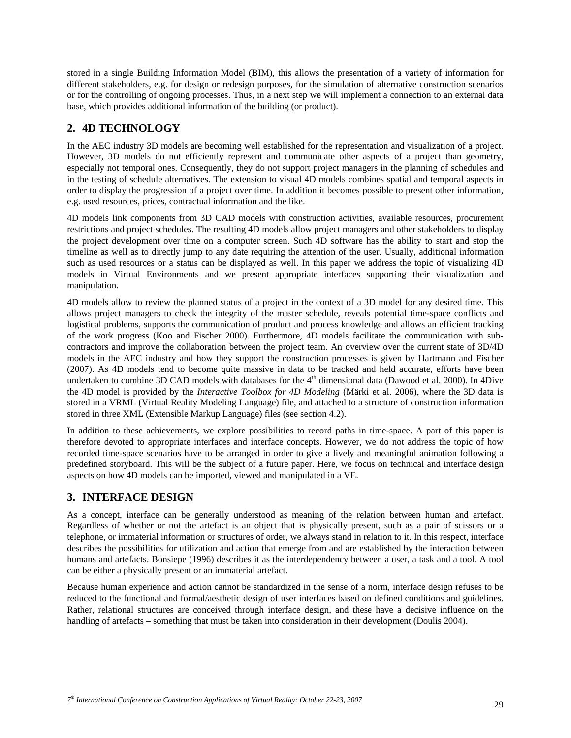stored in a single Building Information Model (BIM), this allows the presentation of a variety of information for different stakeholders, e.g. for design or redesign purposes, for the simulation of alternative construction scenarios or for the controlling of ongoing processes. Thus, in a next step we will implement a connection to an external data base, which provides additional information of the building (or product).

## 2. 4D TECHNOLOGY

In the AEC industry 3D models are becoming well established for the representation and visualization of a project. However, 3D models do not efficiently represent and communicate other aspects of a project than geometry, especially not temporal ones. Consequently, they do not support project managers in the planning of schedules and in the testing of schedule alternatives. The extension to visual 4D models combines spatial and temporal aspects in order to display the progression of a project over time. In addition it becomes possible to present other information, e.g. used resources, prices, contractual information and the like.

4D models link components from 3D CAD models with construction activities, available resources, procurement restrictions and project schedules. The resulting 4D models allow project managers and other stakeholders to display the project development over time on a computer screen. Such 4D software has the ability to start and stop the timeline as well as to directly jump to any date requiring the attention of the user. Usually, additional information such as used resources or a status can be displayed as well. In this paper we address the topic of visualizing 4D models in Virtual Environments and we present appropriate interfaces supporting their visualization and manipulation.

4D models allow to review the planned status of a project in the context of a 3D model for any desired time. This allows project managers to check the integrity of the master schedule, reveals potential time-space conflicts and logistical problems, supports the communication of product and process knowledge and allows an efficient tracking of the work progress (Koo and Fischer 2000). Furthermore, 4D models facilitate the communication with sub-contractors and improve the collaboration between the project team. An overview over the current state of 3D/4D models in the AEC industry and how they support the construction processes is given by Hartmann and Fischer (2007). As 4D models tend to become quite massive in data to be tracked and held accurate, efforts have been undertaken to combine 3D CAD models with databases for the 4th dimensional data (Dawood et al. 2000). In 4Dive the 4D model is provided by the *Interactive Toolbox for 4D Modeling* (Märki et al. 2006), where the 3D data is stored in a VRML (Virtual Reality Modeling Language) file, and attached to a structure of construction information stored in three XML (Extensible Markup Language) files (see section 4.2).

In addition to these achievements, we explore possibilities to record paths in time-space. A part of this paper is therefore devoted to appropriate interfaces and interface concepts. However, we do not address the topic of how recorded time-space scenarios have to be arranged in order to give a lively and meaningful animation following a predefined storyboard. This will be the subject of a future paper. Here, we focus on technical and interface design aspects on how 4D models can be imported, viewed and manipulated in a VE.

## 3. INTERFACE DESIGN

As a concept, interface can be generally understood as meaning of the relation between human and artefact. Regardless of whether or not the artefact is an object that is physically present, such as a pair of scissors or a telephone, or immaterial information or structures of order, we always stand in relation to it. In this respect, interface describes the possibilities for utilization and action that emerge from and are established by the interaction between humans and artefacts. Bonsiepe (1996) describes it as the interdependency between a user, a task and a tool. A tool can be either a physically present or an immaterial artefact.

Because human experience and action cannot be standardized in the sense of a norm, interface design refuses to be reduced to the functional and formal/aesthetic design of user interfaces based on defined conditions and guidelines. Rather, relational structures are conceived through interface design, and these have a decisive influence on the handling of artefacts – something that must be taken into consideration in their development (Doulis 2004).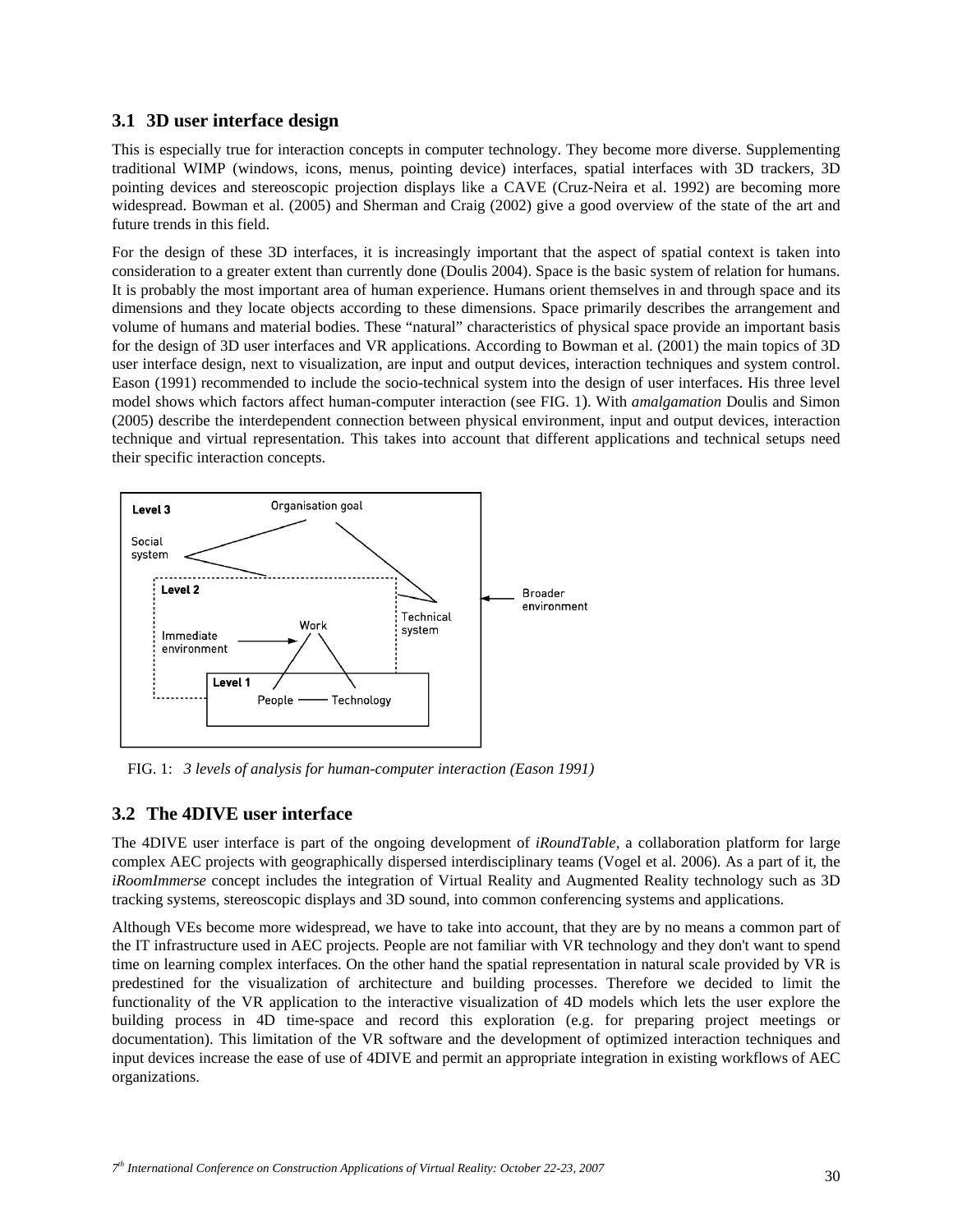### 3.1 3D user interface design

This is especially true for interaction concepts in computer technology. They become more diverse. Supplementing traditional WIMP (windows, icons, menus, pointing device) interfaces, spatial interfaces with 3D trackers, 3D pointing devices and stereoscopic projection displays like a CAVE (Cruz-Neira et al. 1992) are becoming more widespread. Bowman et al. (2005) and Sherman and Craig (2002) give a good overview of the state of the art and future trends in this field.

For the design of these 3D interfaces, it is increasingly important that the aspect of spatial context is taken into consideration to a greater extent than currently done (Doulis 2004). Space is the basic system of relation for humans. It is probably the most important area of human experience. Humans orient themselves in and through space and its dimensions and they locate objects according to these dimensions. Space primarily describes the arrangement and volume of humans and material bodies. These "natural" characteristics of physical space provide an important basis for the design of 3D user interfaces and VR applications. According to Bowman et al. (2001) the main topics of 3D user interface design, next to visualization, are input and output devices, interaction techniques and system control. Eason (1991) recommended to include the socio-technical system into the design of user interfaces. His three level model shows which factors affect human-computer interaction (see FIG. 1). With *amalgamation* Doulis and Simon (2005) describe the interdependent connection between physical environment, input and output devices, interaction technique and virtual representation. This takes into account that different applications and technical setups need their specific interaction concepts.

FIG. 1: *3 levels of analysis for human-computer interaction (Eason 1991)*

### 3.2 The 4DIVE user interface

The 4DIVE user interface is part of the ongoing development of *iRoundTable*, a collaboration platform for large complex AEC projects with geographically dispersed interdisciplinary teams (Vogel et al. 2006). As a part of it, the *iRoomImmerse* concept includes the integration of Virtual Reality and Augmented Reality technology such as 3D tracking systems, stereoscopic displays and 3D sound, into common conferencing systems and applications.

Although VEs become more widespread, we have to take into account, that they are by no means a common part of the IT infrastructure used in AEC projects. People are not familiar with VR technology and they don't want to spend time on learning complex interfaces. On the other hand the spatial representation in natural scale provided by VR is predestined for the visualization of architecture and building processes. Therefore we decided to limit the functionality of the VR application to the interactive visualization of 4D models which lets the user explore the building process in 4D time-space and record this exploration (e.g. for preparing project meetings or documentation). This limitation of the VR software and the development of optimized interaction techniques and input devices increase the ease of use of 4DIVE and permit an appropriate integration in existing workflows of AEC organizations.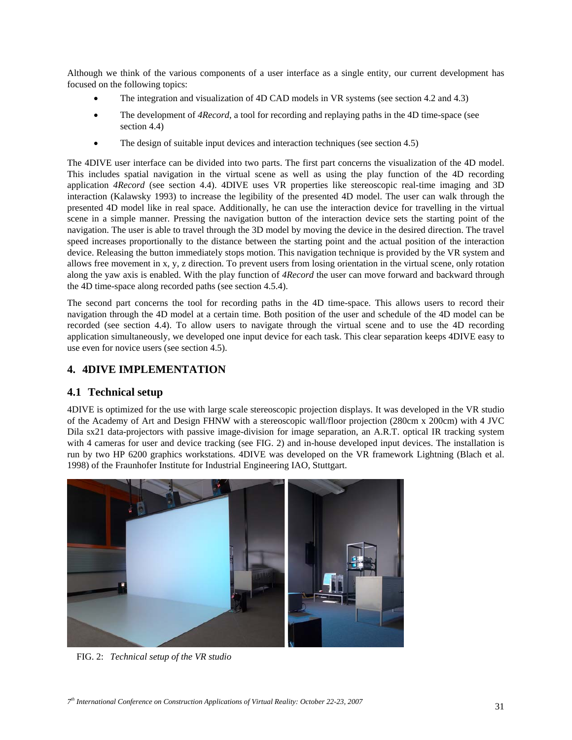Although we think of the various components of a user interface as a single entity, our current development has focused on the following topics:

- The integration and visualization of 4D CAD models in VR systems (see section 4.2 and 4.3)
- The development of *4Record*, a tool for recording and replaying paths in the 4D time-space (see section 4.4)
- The design of suitable input devices and interaction techniques (see section 4.5)

The 4DIVE user interface can be divided into two parts. The first part concerns the visualization of the 4D model. This includes spatial navigation in the virtual scene as well as using the play function of the 4D recording application *4Record* (see section 4.4). 4DIVE uses VR properties like stereoscopic real-time imaging and 3D interaction (Kalawsky 1993) to increase the legibility of the presented 4D model. The user can walk through the presented 4D model like in real space. Additionally, he can use the interaction device for travelling in the virtual scene in a simple manner. Pressing the navigation button of the interaction device sets the starting point of the navigation. The user is able to travel through the 3D model by moving the device in the desired direction. The travel speed increases proportionally to the distance between the starting point and the actual position of the interaction device. Releasing the button immediately stops motion. This navigation technique is provided by the VR system and allows free movement in x, y, z direction. To prevent users from losing orientation in the virtual scene, only rotation along the yaw axis is enabled. With the play function of *4Record* the user can move forward and backward through the 4D time-space along recorded paths (see section 4.5.4).

The second part concerns the tool for recording paths in the 4D time-space. This allows users to record their navigation through the 4D model at a certain time. Both position of the user and schedule of the 4D model can be recorded (see section 4.4). To allow users to navigate through the virtual scene and to use the 4D recording application simultaneously, we developed one input device for each task. This clear separation keeps 4DIVE easy to use even for novice users (see section 4.5).

## 4. 4DIVE IMPLEMENTATION

### 4.1 Technical setup

4DIVE is optimized for the use with large scale stereoscopic projection displays. It was developed in the VR studio of the Academy of Art and Design FHNW with a stereoscopic wall/floor projection (280cm x 200cm) with 4 JVC Dila sx21 data-projectors with passive image-division for image separation, an A.R.T. optical IR tracking system with 4 cameras for user and device tracking (see FIG. 2) and in-house developed input devices. The installation is run by two HP 6200 graphics workstations. 4DIVE was developed on the VR framework Lightning (Blach et al. 1998) of the Fraunhofer Institute for Industrial Engineering IAO, Stuttgart.

FIG. 2: *Technical setup of the VR studio*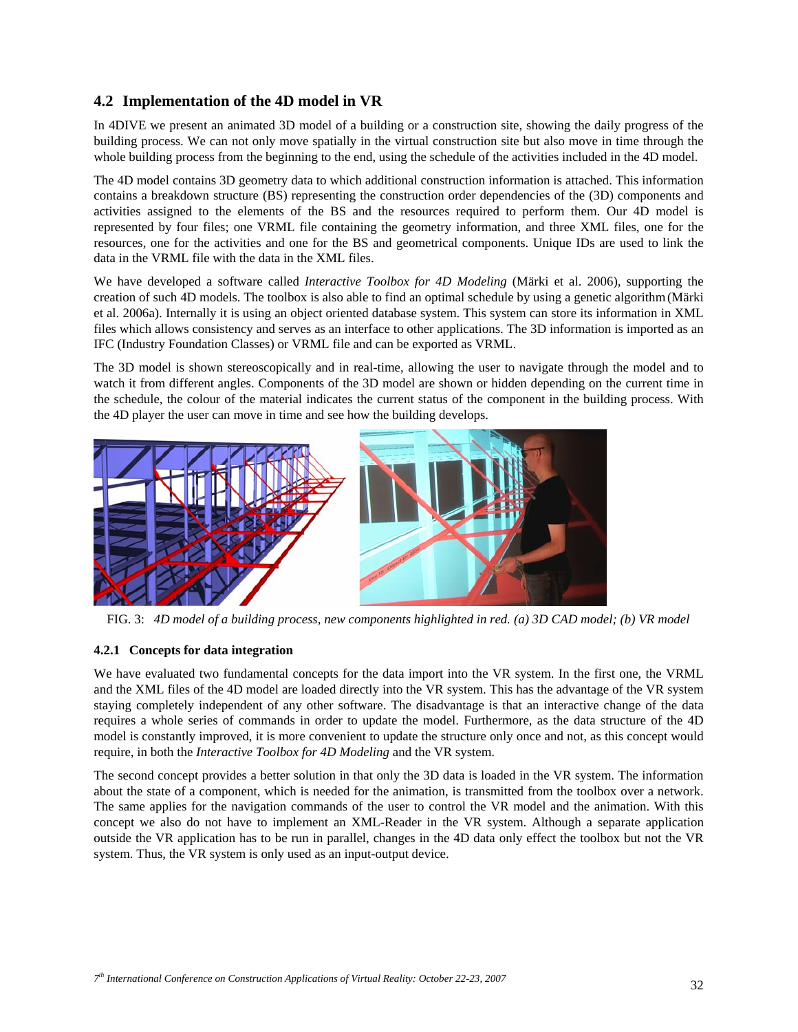## 4.2 Implementation of the 4D model in VR

In 4DIVE we present an animated 3D model of a building or a construction site, showing the daily progress of the building process. We can not only move spatially in the virtual construction site but also move in time through the whole building process from the beginning to the end, using the schedule of the activities included in the 4D model.

The 4D model contains 3D geometry data to which additional construction information is attached. This information contains a breakdown structure (BS) representing the construction order dependencies of the (3D) components and activities assigned to the elements of the BS and the resources required to perform them. Our 4D model is represented by four files; one VRML file containing the geometry information, and three XML files, one for the resources, one for the activities and one for the BS and geometrical components. Unique IDs are used to link the data in the VRML file with the data in the XML files.

We have developed a software called *Interactive Toolbox for 4D Modeling* (Märki et al. 2006), supporting the creation of such 4D models. The toolbox is also able to find an optimal schedule by using a genetic algorithm (Märki et al. 2006a). Internally it is using an object oriented database system. This system can store its information in XML files which allows consistency and serves as an interface to other applications. The 3D information is imported as an IFC (Industry Foundation Classes) or VRML file and can be exported as VRML.

The 3D model is shown stereoscopically and in real-time, allowing the user to navigate through the model and to watch it from different angles. Components of the 3D model are shown or hidden depending on the current time in the schedule, the colour of the material indicates the current status of the component in the building process. With the 4D player the user can move in time and see how the building develops.

FIG. 3: *4D model of a building process, new components highlighted in red. (a) 3D CAD model; (b) VR model*

### 4.2.1 Concepts for data integration

We have evaluated two fundamental concepts for the data import into the VR system. In the first one, the VRML and the XML files of the 4D model are loaded directly into the VR system. This has the advantage of the VR system staying completely independent of any other software. The disadvantage is that an interactive change of the data requires a whole series of commands in order to update the model. Furthermore, as the data structure of the 4D model is constantly improved, it is more convenient to update the structure only once and not, as this concept would require, in both the *Interactive Toolbox for 4D Modeling* and the VR system.

The second concept provides a better solution in that only the 3D data is loaded in the VR system. The information about the state of a component, which is needed for the animation, is transmitted from the toolbox over a network. The same applies for the navigation commands of the user to control the VR model and the animation. With this concept we also do not have to implement an XML-Reader in the VR system. Although a separate application outside the VR application has to be run in parallel, changes in the 4D data only effect the toolbox but not the VR system. Thus, the VR system is only used as an input-output device.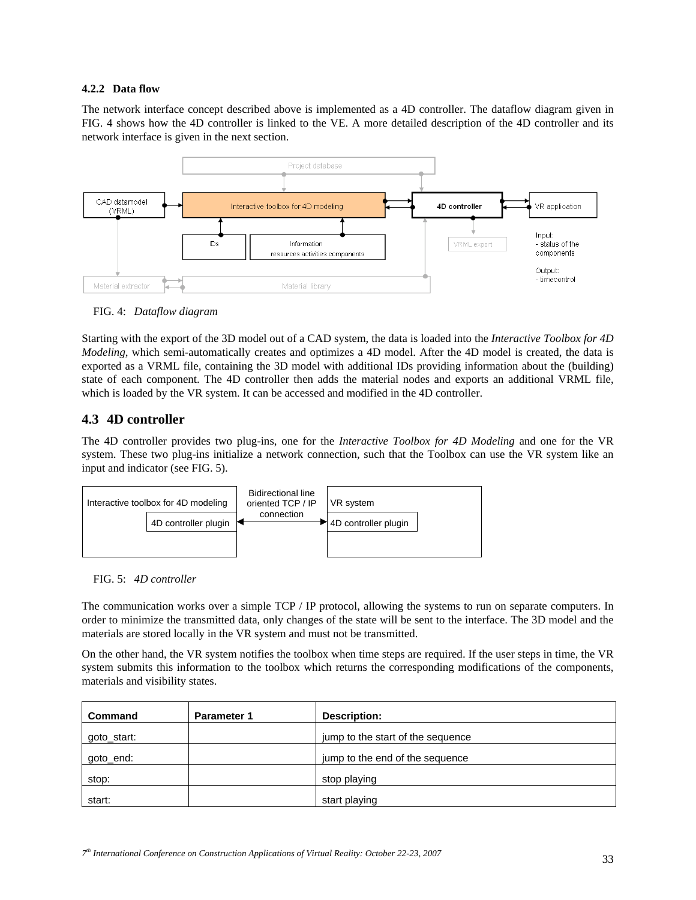### 4.2.2 Data flow

The network interface concept described above is implemented as a 4D controller. The dataflow diagram given in FIG. 4 shows how the 4D controller is linked to the VE. A more detailed description of the 4D controller and its network interface is given in the next section.

FIG. 4: *Dataflow diagram*

Starting with the export of the 3D model out of a CAD system, the data is loaded into the *Interactive Toolbox for 4D Modeling*, which semi-automatically creates and optimizes a 4D model. After the 4D model is created, the data is exported as a VRML file, containing the 3D model with additional IDs providing information about the (building) state of each component. The 4D controller then adds the material nodes and exports an additional VRML file, which is loaded by the VR system. It can be accessed and modified in the 4D controller.

## 4.3 4D controller

The 4D controller provides two plug-ins, one for the *Interactive Toolbox for 4D Modeling* and one for the VR system. These two plug-ins initialize a network connection, such that the Toolbox can use the VR system like an input and indicator (see FIG. 5).

FIG. 5: *4D controller*

The communication works over a simple TCP / IP protocol, allowing the systems to run on separate computers. In order to minimize the transmitted data, only changes of the state will be sent to the interface. The 3D model and the materials are stored locally in the VR system and must not be transmitted.

On the other hand, the VR system notifies the toolbox when time steps are required. If the user steps in time, the VR system submits this information to the toolbox which returns the corresponding modifications of the components, materials and visibility states.

| Command | Parameter 1 | Description: |
|---|---|---|
| goto_start: | | jump to the start of the sequence |
| goto_end: | | jump to the end of the sequence |
| stop: | | stop playing |
| start: | | start playing |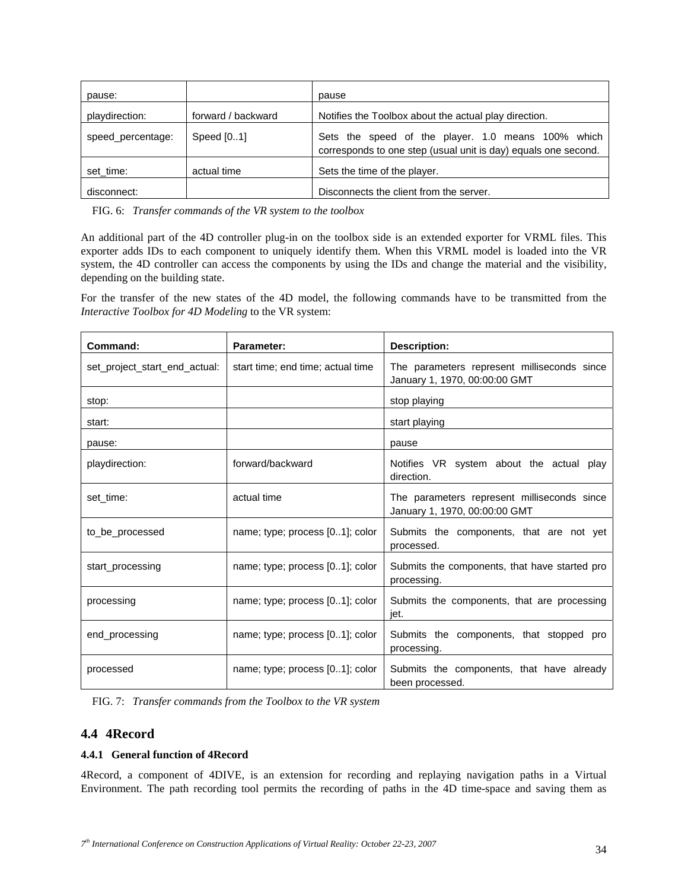| | | |
|---|---|---|
| pause: | | pause |
| playdirection: | forward / backward | Notifies the Toolbox about the actual play direction. |
| speed_percentage: | Speed [0..1] | Sets the speed of the player. 1.0 means 100% which corresponds to one step (usual unit is day) equals one second. |
| set_time: | actual time | Sets the time of the player. |
| disconnect: | | Disconnects the client from the server. |

FIG. 6: *Transfer commands of the VR system to the toolbox*

An additional part of the 4D controller plug-in on the toolbox side is an extended exporter for VRML files. This exporter adds IDs to each component to uniquely identify them. When this VRML model is loaded into the VR system, the 4D controller can access the components by using the IDs and change the material and the visibility, depending on the building state.

For the transfer of the new states of the 4D model, the following commands have to be transmitted from the *Interactive Toolbox for 4D Modeling* to the VR system:

| **Command:** | **Parameter:** | **Description:** |
|---|---|---|
| set_project_start_end_actual: | start time; end time; actual time | The parameters represent milliseconds since January 1, 1970, 00:00:00 GMT |
| stop: | | stop playing |
| start: | | start playing |
| pause: | | pause |
| playdirection: | forward/backward | Notifies VR system about the actual play direction. |
| set_time: | actual time | The parameters represent milliseconds since January 1, 1970, 00:00:00 GMT |
| to_be_processed | name; type; process [0..1]; color | Submits the components, that are not yet processed. |
| start_processing | name; type; process [0..1]; color | Submits the components, that have started pro processing. |
| processing | name; type; process [0..1]; color | Submits the components, that are processing jet. |
| end_processing | name; type; process [0..1]; color | Submits the components, that stopped pro processing. |
| processed | name; type; process [0..1]; color | Submits the components, that have already been processed. |

FIG. 7: *Transfer commands from the Toolbox to the VR system*

## 4.4 4Record

### 4.4.1 General function of 4Record

4Record, a component of 4DIVE, is an extension for recording and replaying navigation paths in a Virtual Environment. The path recording tool permits the recording of paths in the 4D time-space and saving them as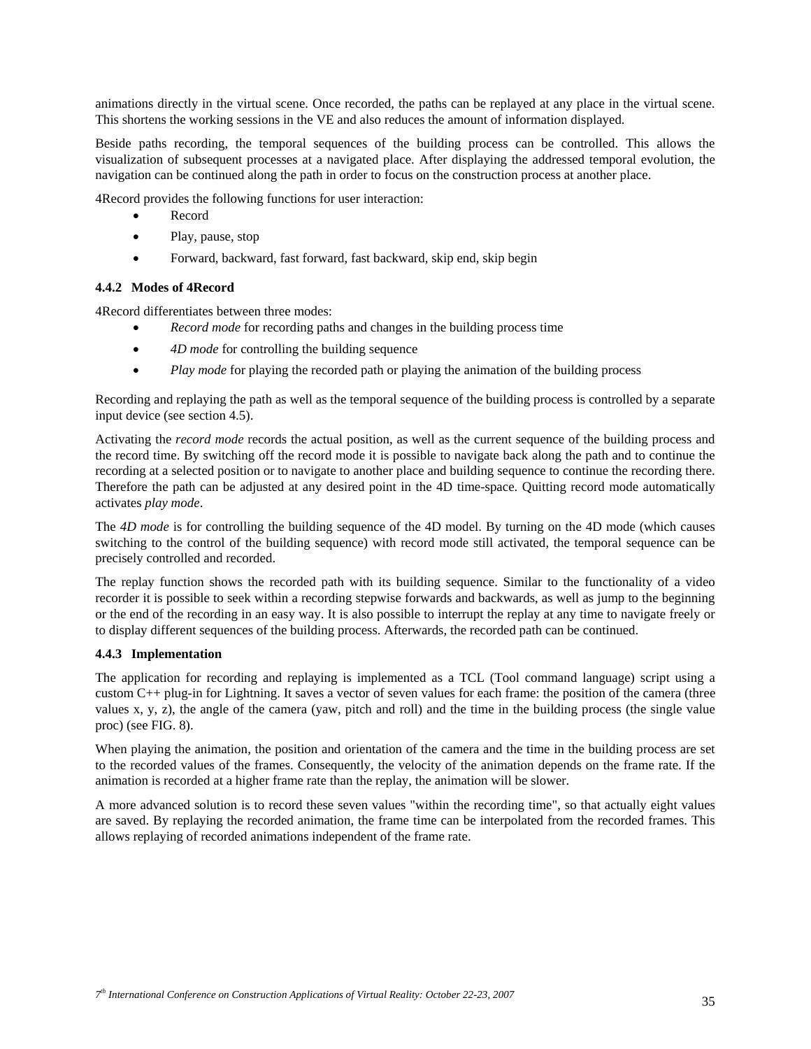animations directly in the virtual scene. Once recorded, the paths can be replayed at any place in the virtual scene. This shortens the working sessions in the VE and also reduces the amount of information displayed.

Beside paths recording, the temporal sequences of the building process can be controlled. This allows the visualization of subsequent processes at a navigated place. After displaying the addressed temporal evolution, the navigation can be continued along the path in order to focus on the construction process at another place.

4Record provides the following functions for user interaction:

- Record
- Play, pause, stop
- Forward, backward, fast forward, fast backward, skip end, skip begin

### 4.4.2 Modes of 4Record

4Record differentiates between three modes:

- *Record mode* for recording paths and changes in the building process time
- *4D mode* for controlling the building sequence
- *Play mode* for playing the recorded path or playing the animation of the building process

Recording and replaying the path as well as the temporal sequence of the building process is controlled by a separate input device (see section 4.5).

Activating the *record mode* records the actual position, as well as the current sequence of the building process and the record time. By switching off the record mode it is possible to navigate back along the path and to continue the recording at a selected position or to navigate to another place and building sequence to continue the recording there. Therefore the path can be adjusted at any desired point in the 4D time-space. Quitting record mode automatically activates *play mode*.

The *4D mode* is for controlling the building sequence of the 4D model. By turning on the 4D mode (which causes switching to the control of the building sequence) with record mode still activated, the temporal sequence can be precisely controlled and recorded.

The replay function shows the recorded path with its building sequence. Similar to the functionality of a video recorder it is possible to seek within a recording stepwise forwards and backwards, as well as jump to the beginning or the end of the recording in an easy way. It is also possible to interrupt the replay at any time to navigate freely or to display different sequences of the building process. Afterwards, the recorded path can be continued.

### 4.4.3 Implementation

The application for recording and replaying is implemented as a TCL (Tool command language) script using a custom C++ plug-in for Lightning. It saves a vector of seven values for each frame: the position of the camera (three values x, y, z), the angle of the camera (yaw, pitch and roll) and the time in the building process (the single value proc) (see FIG. 8).

When playing the animation, the position and orientation of the camera and the time in the building process are set to the recorded values of the frames. Consequently, the velocity of the animation depends on the frame rate. If the animation is recorded at a higher frame rate than the replay, the animation will be slower.

A more advanced solution is to record these seven values "within the recording time", so that actually eight values are saved. By replaying the recorded animation, the frame time can be interpolated from the recorded frames. This allows replaying of recorded animations independent of the frame rate.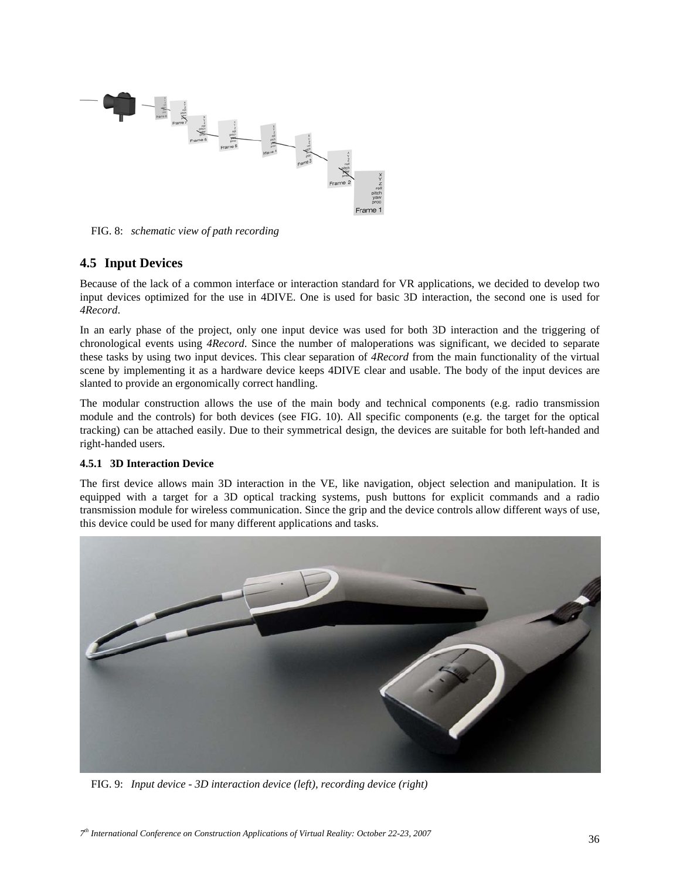FIG. 8: *schematic view of path recording*

## 4.5 Input Devices

Because of the lack of a common interface or interaction standard for VR applications, we decided to develop two input devices optimized for the use in 4DIVE. One is used for basic 3D interaction, the second one is used for *4Record*.

In an early phase of the project, only one input device was used for both 3D interaction and the triggering of chronological events using *4Record*. Since the number of maloperations was significant, we decided to separate these tasks by using two input devices. This clear separation of *4Record* from the main functionality of the virtual scene by implementing it as a hardware device keeps 4DIVE clear and usable. The body of the input devices are slanted to provide an ergonomically correct handling.

The modular construction allows the use of the main body and technical components (e.g. radio transmission module and the controls) for both devices (see FIG. 10). All specific components (e.g. the target for the optical tracking) can be attached easily. Due to their symmetrical design, the devices are suitable for both left-handed and right-handed users.

#### 4.5.1 3D Interaction Device

The first device allows main 3D interaction in the VE, like navigation, object selection and manipulation. It is equipped with a target for a 3D optical tracking systems, push buttons for explicit commands and a radio transmission module for wireless communication. Since the grip and the device controls allow different ways of use, this device could be used for many different applications and tasks.

FIG. 9: *Input device - 3D interaction device (left), recording device (right)*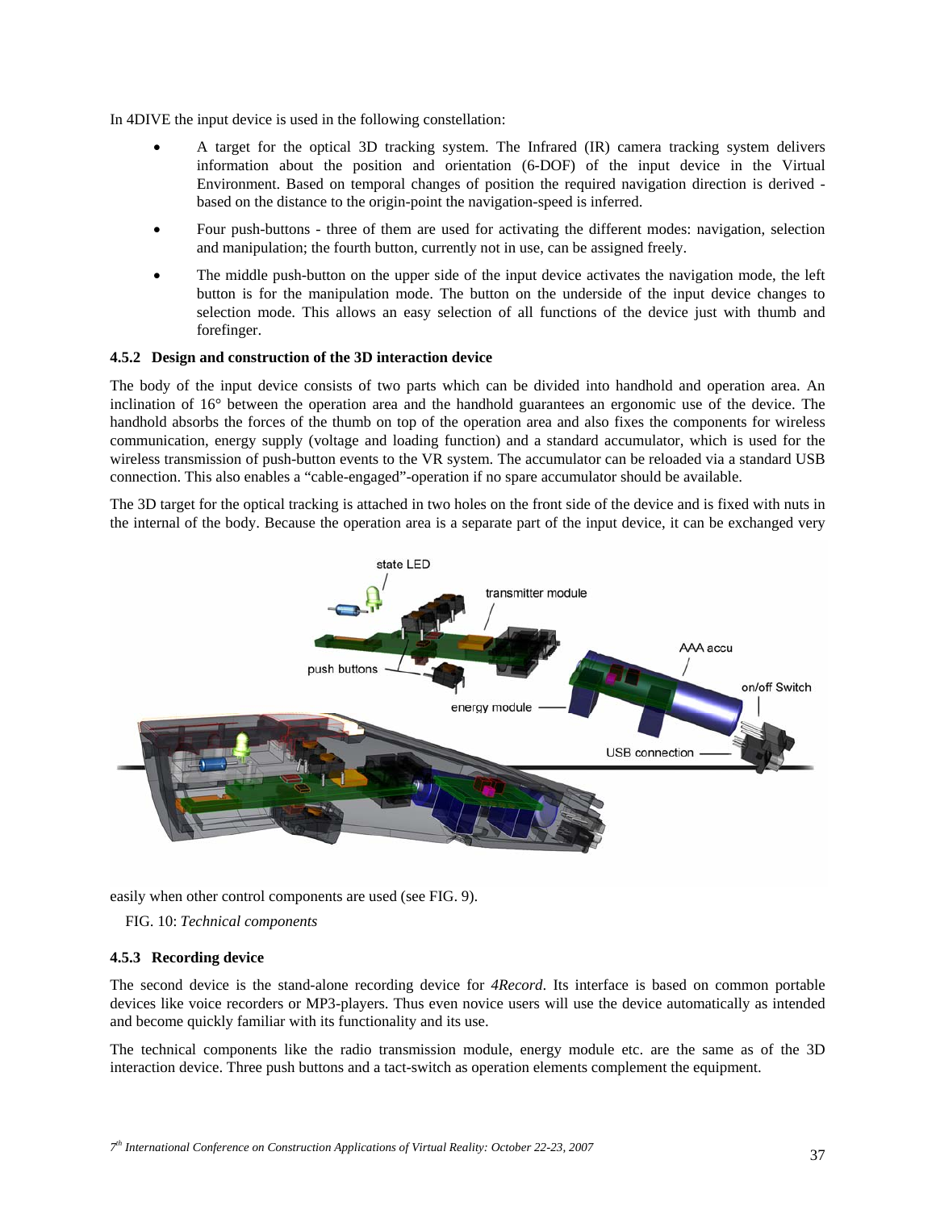In 4DIVE the input device is used in the following constellation:

- A target for the optical 3D tracking system. The Infrared (IR) camera tracking system delivers information about the position and orientation (6-DOF) of the input device in the Virtual Environment. Based on temporal changes of position the required navigation direction is derived - based on the distance to the origin-point the navigation-speed is inferred.
- Four push-buttons - three of them are used for activating the different modes: navigation, selection and manipulation; the fourth button, currently not in use, can be assigned freely.
- The middle push-button on the upper side of the input device activates the navigation mode, the left button is for the manipulation mode. The button on the underside of the input device changes to selection mode. This allows an easy selection of all functions of the device just with thumb and forefinger.

### 4.5.2 Design and construction of the 3D interaction device

The body of the input device consists of two parts which can be divided into handhold and operation area. An inclination of 16° between the operation area and the handhold guarantees an ergonomic use of the device. The handhold absorbs the forces of the thumb on top of the operation area and also fixes the components for wireless communication, energy supply (voltage and loading function) and a standard accumulator, which is used for the wireless transmission of push-button events to the VR system. The accumulator can be reloaded via a standard USB connection. This also enables a "cable-engaged"-operation if no spare accumulator should be available.

The 3D target for the optical tracking is attached in two holes on the front side of the device and is fixed with nuts in the internal of the body. Because the operation area is a separate part of the input device, it can be exchanged very easily when other control components are used (see FIG. 9).

FIG. 10: *Technical components*

### 4.5.3 Recording device

The second device is the stand-alone recording device for *4Record*. Its interface is based on common portable devices like voice recorders or MP3-players. Thus even novice users will use the device automatically as intended and become quickly familiar with its functionality and its use.

The technical components like the radio transmission module, energy module etc. are the same as of the 3D interaction device. Three push buttons and a tact-switch as operation elements complement the equipment.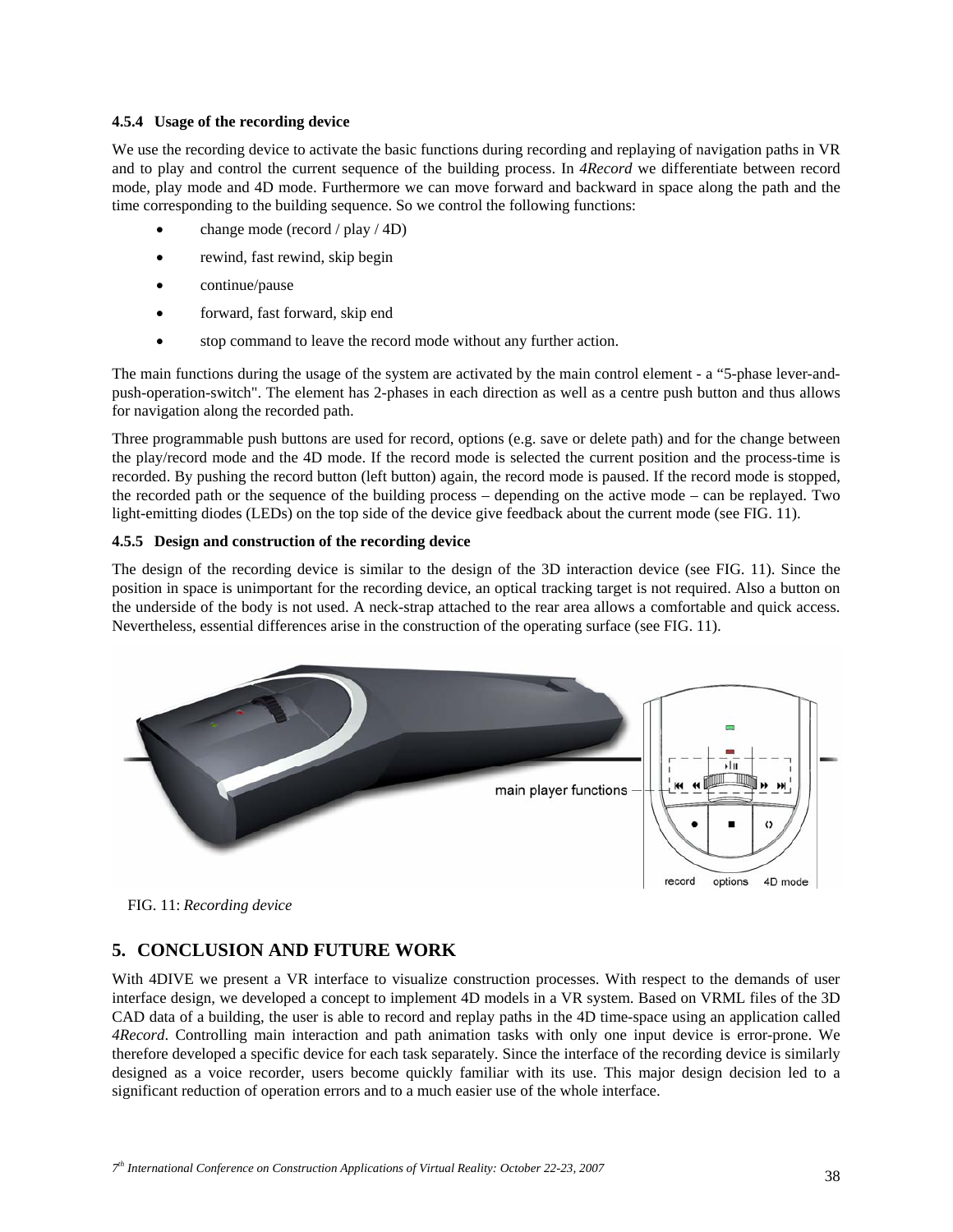### 4.5.4 Usage of the recording device

We use the recording device to activate the basic functions during recording and replaying of navigation paths in VR and to play and control the current sequence of the building process. In *4Record* we differentiate between record mode, play mode and 4D mode. Furthermore we can move forward and backward in space along the path and the time corresponding to the building sequence. So we control the following functions:

- change mode (record / play / 4D)
- rewind, fast rewind, skip begin
- continue/pause
- forward, fast forward, skip end
- stop command to leave the record mode without any further action.

The main functions during the usage of the system are activated by the main control element - a "5-phase lever-and-push-operation-switch". The element has 2-phases in each direction as well as a centre push button and thus allows for navigation along the recorded path.

Three programmable push buttons are used for record, options (e.g. save or delete path) and for the change between the play/record mode and the 4D mode. If the record mode is selected the current position and the process-time is recorded. By pushing the record button (left button) again, the record mode is paused. If the record mode is stopped, the recorded path or the sequence of the building process – depending on the active mode – can be replayed. Two light-emitting diodes (LEDs) on the top side of the device give feedback about the current mode (see FIG. 11).

### 4.5.5 Design and construction of the recording device

The design of the recording device is similar to the design of the 3D interaction device (see FIG. 11). Since the position in space is unimportant for the recording device, an optical tracking target is not required. Also a button on the underside of the body is not used. A neck-strap attached to the rear area allows a comfortable and quick access. Nevertheless, essential differences arise in the construction of the operating surface (see FIG. 11).

FIG. 11: *Recording device*

## 5. CONCLUSION AND FUTURE WORK

With 4DIVE we present a VR interface to visualize construction processes. With respect to the demands of user interface design, we developed a concept to implement 4D models in a VR system. Based on VRML files of the 3D CAD data of a building, the user is able to record and replay paths in the 4D time-space using an application called *4Record*. Controlling main interaction and path animation tasks with only one input device is error-prone. We therefore developed a specific device for each task separately. Since the interface of the recording device is similarly designed as a voice recorder, users become quickly familiar with its use. This major design decision led to a significant reduction of operation errors and to a much easier use of the whole interface.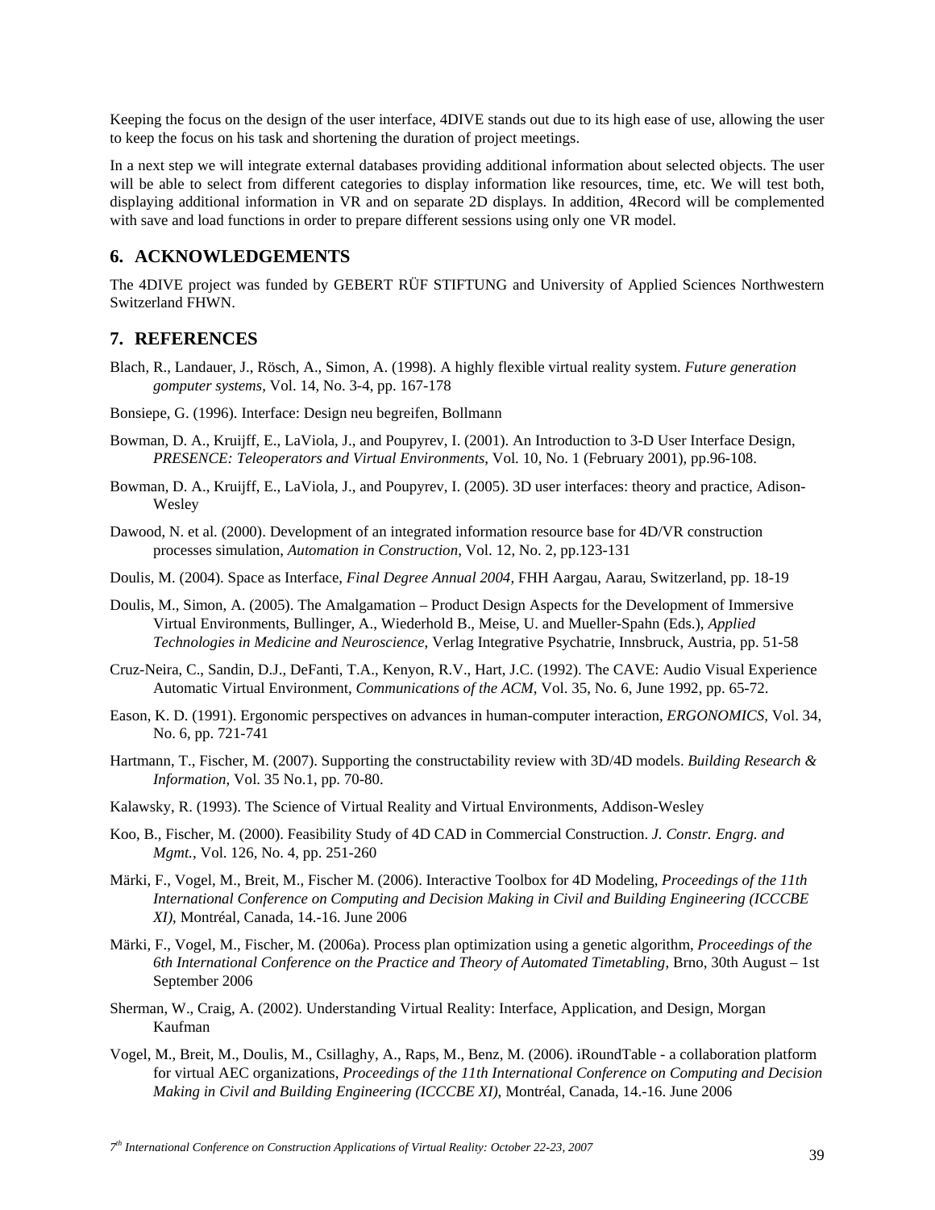Keeping the focus on the design of the user interface, 4DIVE stands out due to its high ease of use, allowing the user to keep the focus on his task and shortening the duration of project meetings.

In a next step we will integrate external databases providing additional information about selected objects. The user will be able to select from different categories to display information like resources, time, etc. We will test both, displaying additional information in VR and on separate 2D displays. In addition, 4Record will be complemented with save and load functions in order to prepare different sessions using only one VR model.

## 6. ACKNOWLEDGEMENTS

The 4DIVE project was funded by GEBERT RÜF STIFTUNG and University of Applied Sciences Northwestern Switzerland FHWN.

## 7. REFERENCES

Blach, R., Landauer, J., Rösch, A., Simon, A. (1998). A highly flexible virtual reality system. *Future generation gomputer systems*, Vol. 14, No. 3-4, pp. 167-178

Bonsiepe, G. (1996). Interface: Design neu begreifen, Bollmann

Bowman, D. A., Kruijff, E., LaViola, J., and Poupyrev, I. (2001). An Introduction to 3-D User Interface Design, *PRESENCE: Teleoperators and Virtual Environments*, Vol. 10, No. 1 (February 2001), pp.96-108.

Bowman, D. A., Kruijff, E., LaViola, J., and Poupyrev, I. (2005). 3D user interfaces: theory and practice, Adison-Wesley

Dawood, N. et al. (2000). Development of an integrated information resource base for 4D/VR construction processes simulation, *Automation in Construction*, Vol. 12, No. 2, pp.123-131

Doulis, M. (2004). Space as Interface, *Final Degree Annual 2004*, FHH Aargau, Aarau, Switzerland, pp. 18-19

Doulis, M., Simon, A. (2005). The Amalgamation – Product Design Aspects for the Development of Immersive Virtual Environments, Bullinger, A., Wiederhold B., Meise, U. and Mueller-Spahn (Eds.), *Applied Technologies in Medicine and Neuroscience*, Verlag Integrative Psychatrie, Innsbruck, Austria, pp. 51-58

Cruz-Neira, C., Sandin, D.J., DeFanti, T.A., Kenyon, R.V., Hart, J.C. (1992). The CAVE: Audio Visual Experience Automatic Virtual Environment, *Communications of the ACM*, Vol. 35, No. 6, June 1992, pp. 65-72.

Eason, K. D. (1991). Ergonomic perspectives on advances in human-computer interaction, *ERGONOMICS*, Vol. 34, No. 6, pp. 721-741

Hartmann, T., Fischer, M. (2007). Supporting the constructability review with 3D/4D models. *Building Research & Information*, Vol. 35 No.1, pp. 70-80.

Kalawsky, R. (1993). The Science of Virtual Reality and Virtual Environments, Addison-Wesley

Koo, B., Fischer, M. (2000). Feasibility Study of 4D CAD in Commercial Construction. *J. Constr. Engrg. and Mgmt.*, Vol. 126, No. 4, pp. 251-260

Märki, F., Vogel, M., Breit, M., Fischer M. (2006). Interactive Toolbox for 4D Modeling, *Proceedings of the 11th International Conference on Computing and Decision Making in Civil and Building Engineering (ICCCBE XI)*, Montréal, Canada, 14.-16. June 2006

Märki, F., Vogel, M., Fischer, M. (2006a). Process plan optimization using a genetic algorithm, *Proceedings of the 6th International Conference on the Practice and Theory of Automated Timetabling*, Brno, 30th August – 1st September 2006

Sherman, W., Craig, A. (2002). Understanding Virtual Reality: Interface, Application, and Design, Morgan Kaufman

Vogel, M., Breit, M., Doulis, M., Csillaghy, A., Raps, M., Benz, M. (2006). iRoundTable - a collaboration platform for virtual AEC organizations, *Proceedings of the 11th International Conference on Computing and Decision Making in Civil and Building Engineering (ICCCBE XI)*, Montréal, Canada, 14.-16. June 2006